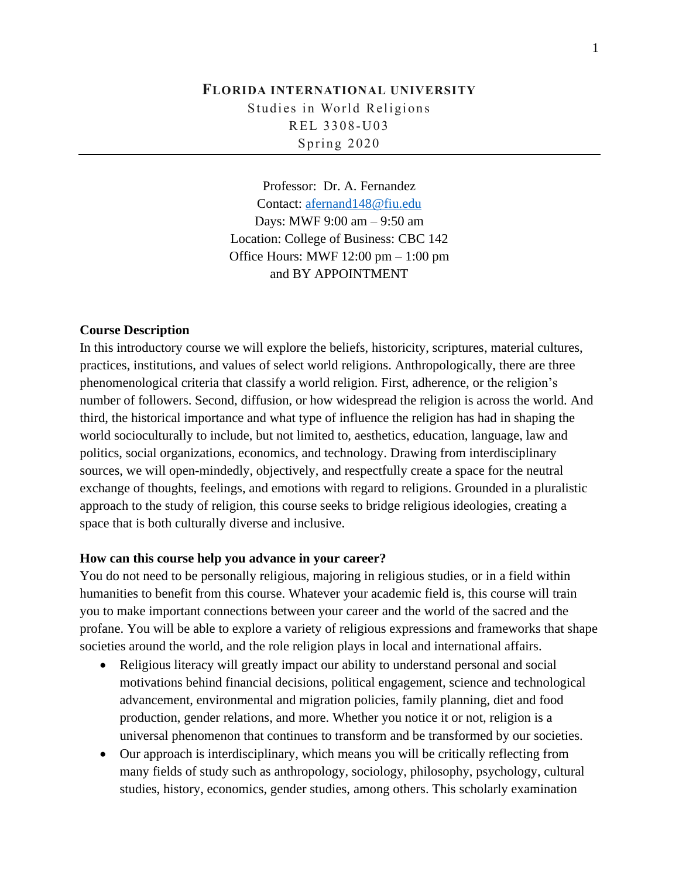# FLORIDA INTERNATIONAL UNIVERSITY

Studies in World Religions
REL 3308-U03
Spring 2020

---

Professor: Dr. A. Fernandez
Contact: afernand148@fiu.edu
Days: MWF 9:00 am – 9:50 am
Location: College of Business: CBC 142
Office Hours: MWF 12:00 pm – 1:00 pm
and BY APPOINTMENT

**Course Description**

In this introductory course we will explore the beliefs, historicity, scriptures, material cultures, practices, institutions, and values of select world religions. Anthropologically, there are three phenomenological criteria that classify a world religion. First, adherence, or the religion's number of followers. Second, diffusion, or how widespread the religion is across the world. And third, the historical importance and what type of influence the religion has had in shaping the world socioculturally to include, but not limited to, aesthetics, education, language, law and politics, social organizations, economics, and technology. Drawing from interdisciplinary sources, we will open-mindedly, objectively, and respectfully create a space for the neutral exchange of thoughts, feelings, and emotions with regard to religions. Grounded in a pluralistic approach to the study of religion, this course seeks to bridge religious ideologies, creating a space that is both culturally diverse and inclusive.

**How can this course help you advance in your career?**

You do not need to be personally religious, majoring in religious studies, or in a field within humanities to benefit from this course. Whatever your academic field is, this course will train you to make important connections between your career and the world of the sacred and the profane. You will be able to explore a variety of religious expressions and frameworks that shape societies around the world, and the role religion plays in local and international affairs.

- Religious literacy will greatly impact our ability to understand personal and social motivations behind financial decisions, political engagement, science and technological advancement, environmental and migration policies, family planning, diet and food production, gender relations, and more. Whether you notice it or not, religion is a universal phenomenon that continues to transform and be transformed by our societies.
- Our approach is interdisciplinary, which means you will be critically reflecting from many fields of study such as anthropology, sociology, philosophy, psychology, cultural studies, history, economics, gender studies, among others. This scholarly examination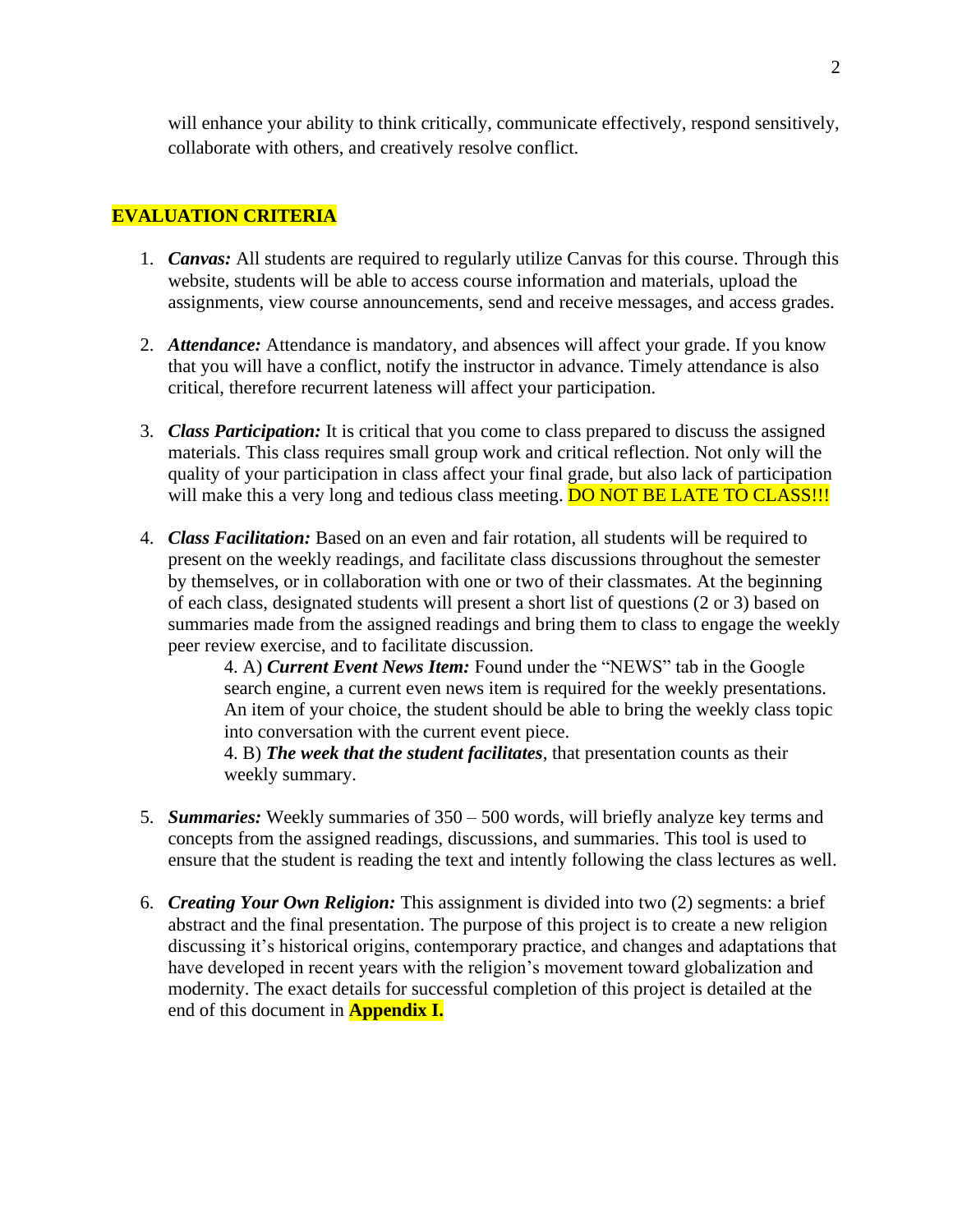will enhance your ability to think critically, communicate effectively, respond sensitively, collaborate with others, and creatively resolve conflict.

## EVALUATION CRITERIA

1. ***Canvas:*** All students are required to regularly utilize Canvas for this course. Through this website, students will be able to access course information and materials, upload the assignments, view course announcements, send and receive messages, and access grades.

2. ***Attendance:*** Attendance is mandatory, and absences will affect your grade. If you know that you will have a conflict, notify the instructor in advance. Timely attendance is also critical, therefore recurrent lateness will affect your participation.

3. ***Class Participation:*** It is critical that you come to class prepared to discuss the assigned materials. This class requires small group work and critical reflection. Not only will the quality of your participation in class affect your final grade, but also lack of participation will make this a very long and tedious class meeting. DO NOT BE LATE TO CLASS!!!

4. ***Class Facilitation:*** Based on an even and fair rotation, all students will be required to present on the weekly readings, and facilitate class discussions throughout the semester by themselves, or in collaboration with one or two of their classmates. At the beginning of each class, designated students will present a short list of questions (2 or 3) based on summaries made from the assigned readings and bring them to class to engage the weekly peer review exercise, and to facilitate discussion.

   4. A) ***Current Event News Item:*** Found under the "NEWS" tab in the Google search engine, a current even news item is required for the weekly presentations. An item of your choice, the student should be able to bring the weekly class topic into conversation with the current event piece.

   4. B) ***The week that the student facilitates***, that presentation counts as their weekly summary.

5. ***Summaries:*** Weekly summaries of 350 – 500 words, will briefly analyze key terms and concepts from the assigned readings, discussions, and summaries. This tool is used to ensure that the student is reading the text and intently following the class lectures as well.

6. ***Creating Your Own Religion:*** This assignment is divided into two (2) segments: a brief abstract and the final presentation. The purpose of this project is to create a new religion discussing it's historical origins, contemporary practice, and changes and adaptations that have developed in recent years with the religion's movement toward globalization and modernity. The exact details for successful completion of this project is detailed at the end of this document in **Appendix I.**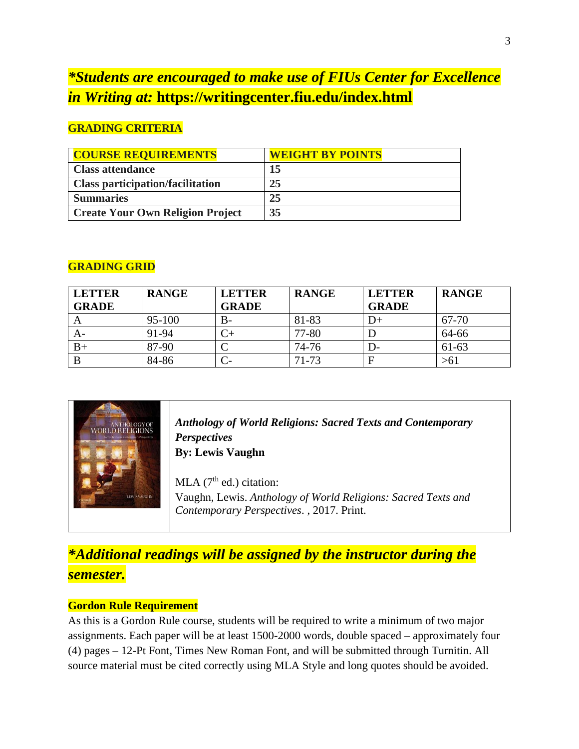***Students are encouraged to make use of FIUs Center for Excellence in Writing at:* https://writingcenter.fiu.edu/index.html**

**GRADING CRITERIA**

| COURSE REQUIREMENTS | WEIGHT BY POINTS |
|---|---|
| Class attendance | 15 |
| Class participation/facilitation | 25 |
| Summaries | 25 |
| Create Your Own Religion Project | 35 |

**GRADING GRID**

| LETTER GRADE | RANGE | LETTER GRADE | RANGE | LETTER GRADE | RANGE |
|---|---|---|---|---|---|
| A | 95-100 | B- | 81-83 | D+ | 67-70 |
| A- | 91-94 | C+ | 77-80 | D | 64-66 |
| B+ | 87-90 | C | 74-76 | D- | 61-63 |
| B | 84-86 | C- | 71-73 | F | >61 |

***Anthology of World Religions: Sacred Texts and Contemporary Perspectives***
**By: Lewis Vaughn**

MLA (7th ed.) citation:
Vaughn, Lewis. *Anthology of World Religions: Sacred Texts and Contemporary Perspectives*. , 2017. Print.

***\*Additional readings will be assigned by the instructor during the semester.***

**Gordon Rule Requirement**

As this is a Gordon Rule course, students will be required to write a minimum of two major assignments. Each paper will be at least 1500-2000 words, double spaced – approximately four (4) pages – 12-Pt Font, Times New Roman Font, and will be submitted through Turnitin. All source material must be cited correctly using MLA Style and long quotes should be avoided.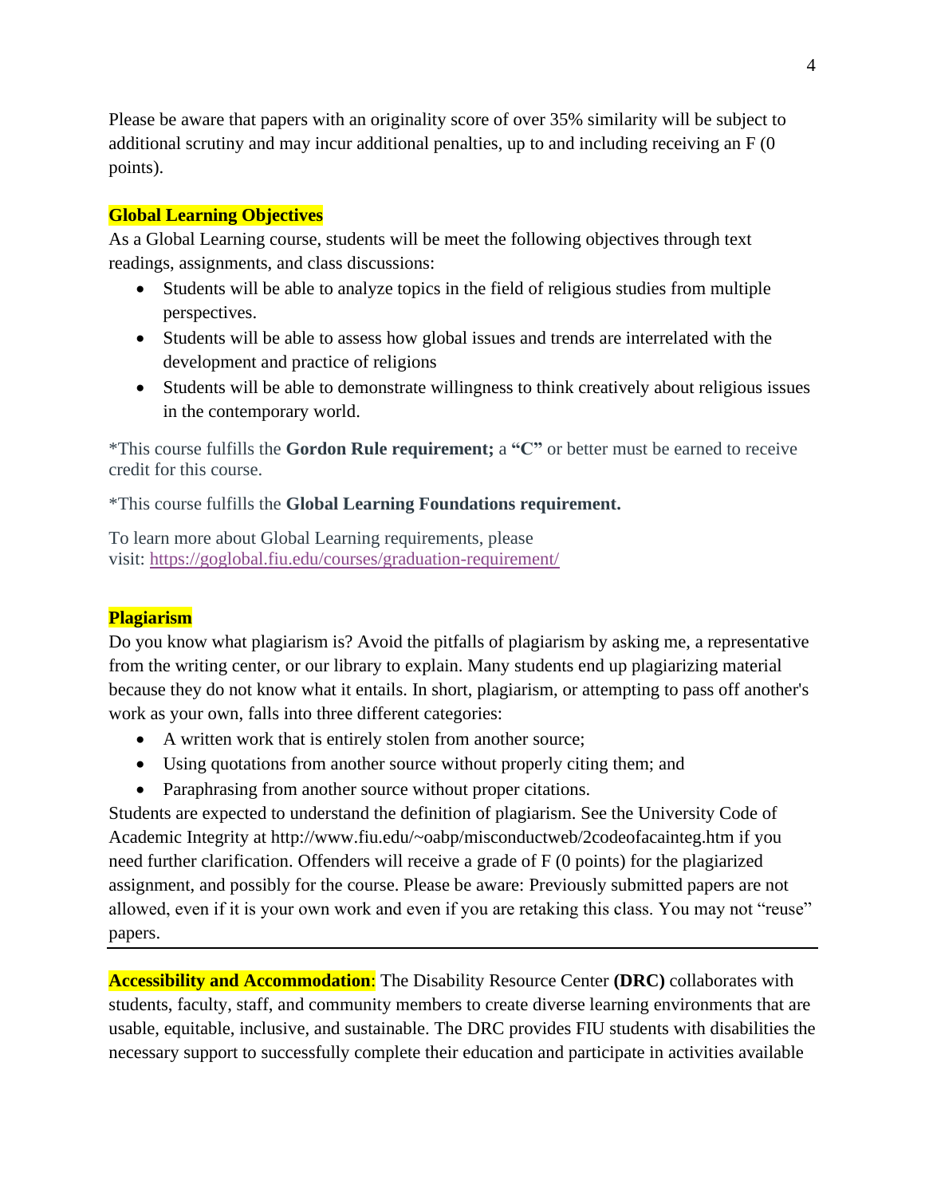Please be aware that papers with an originality score of over 35% similarity will be subject to additional scrutiny and may incur additional penalties, up to and including receiving an F (0 points).

### Global Learning Objectives

As a Global Learning course, students will be meet the following objectives through text readings, assignments, and class discussions:

- Students will be able to analyze topics in the field of religious studies from multiple perspectives.
- Students will be able to assess how global issues and trends are interrelated with the development and practice of religions
- Students will be able to demonstrate willingness to think creatively about religious issues in the contemporary world.

*This course fulfills the **Gordon Rule requirement;** a **"C"** or better must be earned to receive credit for this course.

*This course fulfills the **Global Learning Foundations requirement.**

To learn more about Global Learning requirements, please visit: https://goglobal.fiu.edu/courses/graduation-requirement/

### Plagiarism

Do you know what plagiarism is? Avoid the pitfalls of plagiarism by asking me, a representative from the writing center, or our library to explain. Many students end up plagiarizing material because they do not know what it entails. In short, plagiarism, or attempting to pass off another's work as your own, falls into three different categories:

- A written work that is entirely stolen from another source;
- Using quotations from another source without properly citing them; and
- Paraphrasing from another source without proper citations.

Students are expected to understand the definition of plagiarism. See the University Code of Academic Integrity at http://www.fiu.edu/~oabp/misconductweb/2codeofacainteg.htm if you need further clarification. Offenders will receive a grade of F (0 points) for the plagiarized assignment, and possibly for the course. Please be aware: Previously submitted papers are not allowed, even if it is your own work and even if you are retaking this class. You may not "reuse" papers.

---

**Accessibility and Accommodation**: The Disability Resource Center **(DRC)** collaborates with students, faculty, staff, and community members to create diverse learning environments that are usable, equitable, inclusive, and sustainable. The DRC provides FIU students with disabilities the necessary support to successfully complete their education and participate in activities available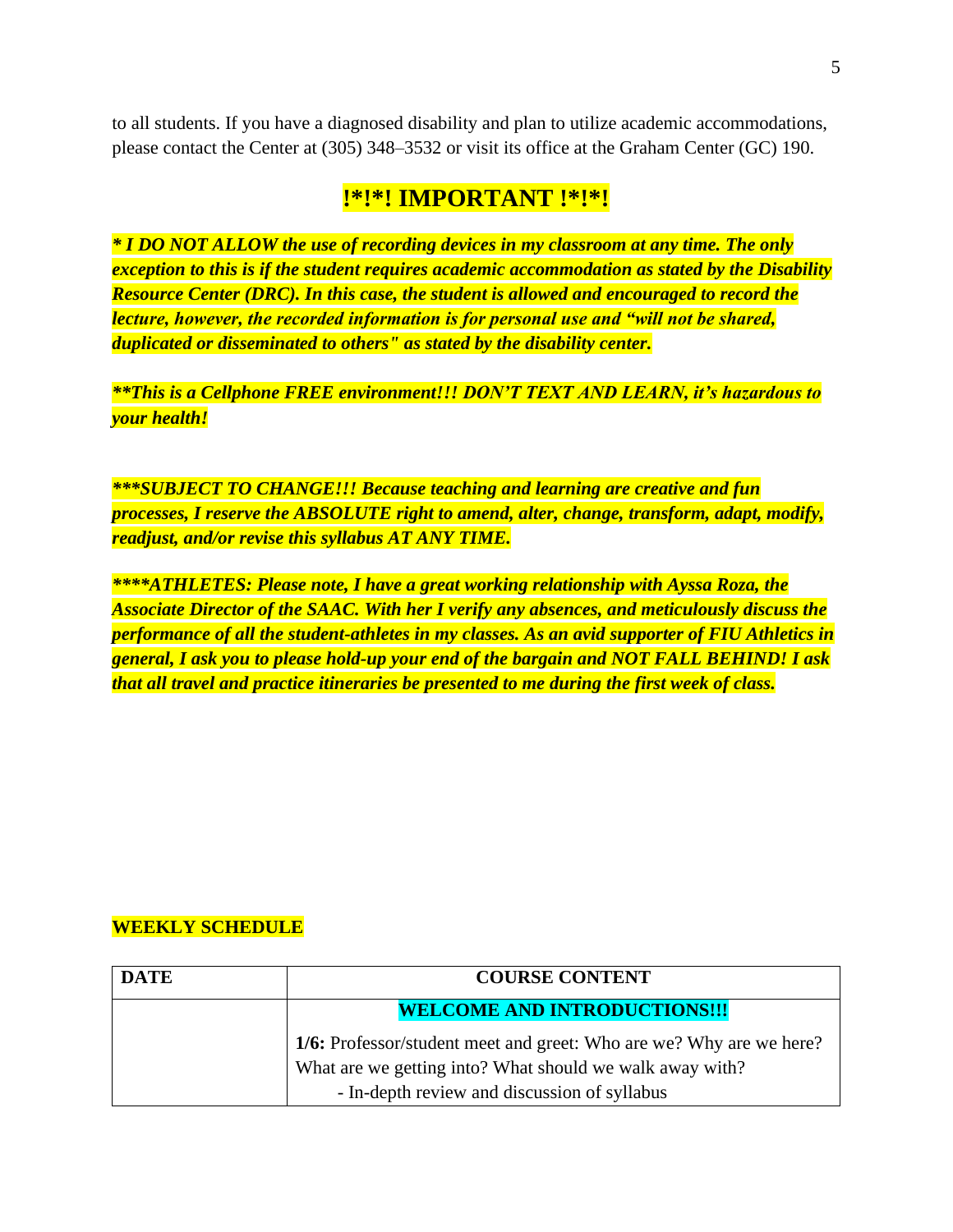to all students. If you have a diagnosed disability and plan to utilize academic accommodations, please contact the Center at (305) 348–3532 or visit its office at the Graham Center (GC) 190.

## !*!*! IMPORTANT !*!*!

***\* I DO NOT ALLOW the use of recording devices in my classroom at any time. The only exception to this is if the student requires academic accommodation as stated by the Disability Resource Center (DRC). In this case, the student is allowed and encouraged to record the lecture, however, the recorded information is for personal use and "will not be shared, duplicated or disseminated to others" as stated by the disability center.***

***\*\*This is a Cellphone FREE environment!!! DON'T TEXT AND LEARN, it's hazardous to your health!***

***\*\*\*SUBJECT TO CHANGE!!! Because teaching and learning are creative and fun processes, I reserve the ABSOLUTE right to amend, alter, change, transform, adapt, modify, readjust, and/or revise this syllabus AT ANY TIME.***

***\*\*\*\*ATHLETES: Please note, I have a great working relationship with Ayssa Roza, the Associate Director of the SAAC. With her I verify any absences, and meticulously discuss the performance of all the student-athletes in my classes. As an avid supporter of FIU Athletics in general, I ask you to please hold-up your end of the bargain and NOT FALL BEHIND! I ask that all travel and practice itineraries be presented to me during the first week of class.***

**WEEKLY SCHEDULE**

| DATE | COURSE CONTENT |
| --- | --- |
| | **WELCOME AND INTRODUCTIONS!!!**<br>**1/6:** Professor/student meet and greet: Who are we? Why are we here? What are we getting into? What should we walk away with?<br>- In-depth review and discussion of syllabus |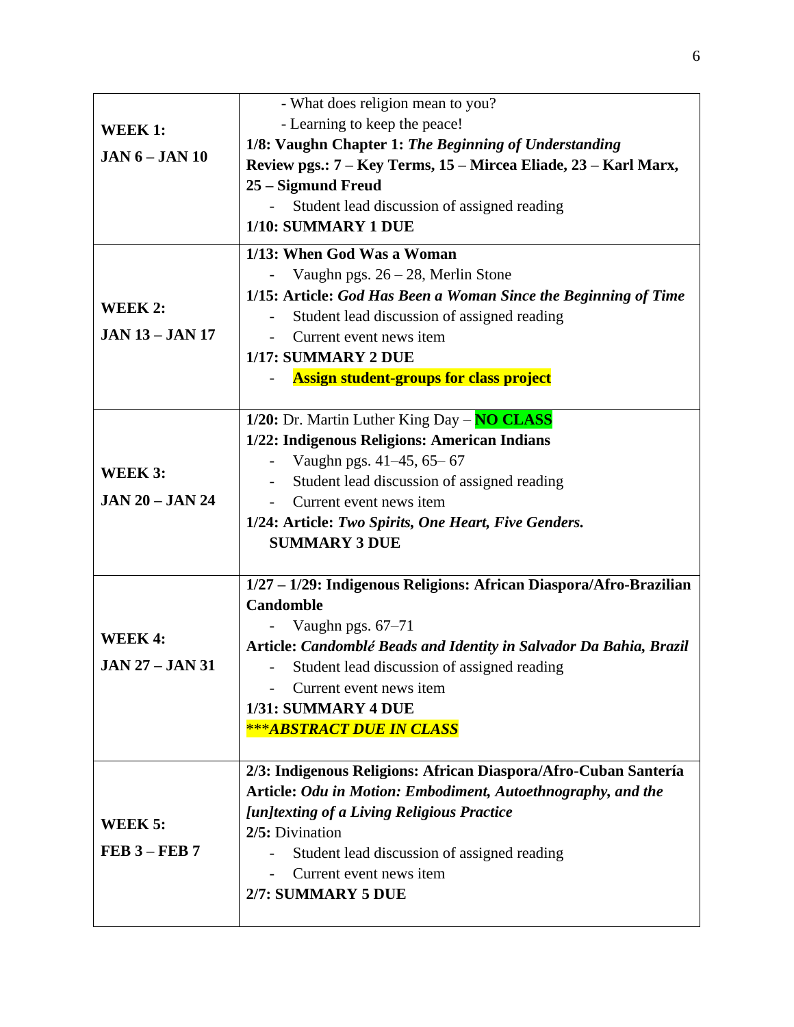| | |
|---|---|
| **WEEK 1:**<br>**JAN 6 – JAN 10** | - What does religion mean to you?<br>- Learning to keep the peace!<br>**1/8: Vaughn Chapter 1:** ***The Beginning of Understanding***<br>**Review pgs.: 7 – Key Terms, 15 – Mircea Eliade, 23 – Karl Marx, 25 – Sigmund Freud**<br>- Student lead discussion of assigned reading<br>**1/10: SUMMARY 1 DUE** |
| **WEEK 2:**<br>**JAN 13 – JAN 17** | **1/13: When God Was a Woman**<br>- Vaughn pgs. 26 – 28, Merlin Stone<br>**1/15: Article:** ***God Has Been a Woman Since the Beginning of Time***<br>- Student lead discussion of assigned reading<br>- Current event news item<br>**1/17: SUMMARY 2 DUE**<br>- **Assign student-groups for class project** |
| **WEEK 3:**<br>**JAN 20 – JAN 24** | **1/20:** Dr. Martin Luther King Day – **NO CLASS**<br>**1/22: Indigenous Religions: American Indians**<br>- Vaughn pgs. 41–45, 65– 67<br>- Student lead discussion of assigned reading<br>- Current event news item<br>**1/24: Article:** ***Two Spirits, One Heart, Five Genders.***<br>**SUMMARY 3 DUE** |
| **WEEK 4:**<br>**JAN 27 – JAN 31** | **1/27 – 1/29: Indigenous Religions: African Diaspora/Afro-Brazilian Candomble**<br>- Vaughn pgs. 67–71<br>**Article:** ***Candomblé Beads and Identity in Salvador Da Bahia, Brazil***<br>- Student lead discussion of assigned reading<br>- Current event news item<br>**1/31: SUMMARY 4 DUE**<br>****\*\*\*ABSTRACT DUE IN CLASS*** |
| **WEEK 5:**<br>**FEB 3 – FEB 7** | **2/3: Indigenous Religions: African Diaspora/Afro-Cuban Santería**<br>**Article:** ***Odu in Motion: Embodiment, Autoethnography, and the [un]texting of a Living Religious Practice***<br>**2/5:** Divination<br>- Student lead discussion of assigned reading<br>- Current event news item<br>**2/7: SUMMARY 5 DUE** |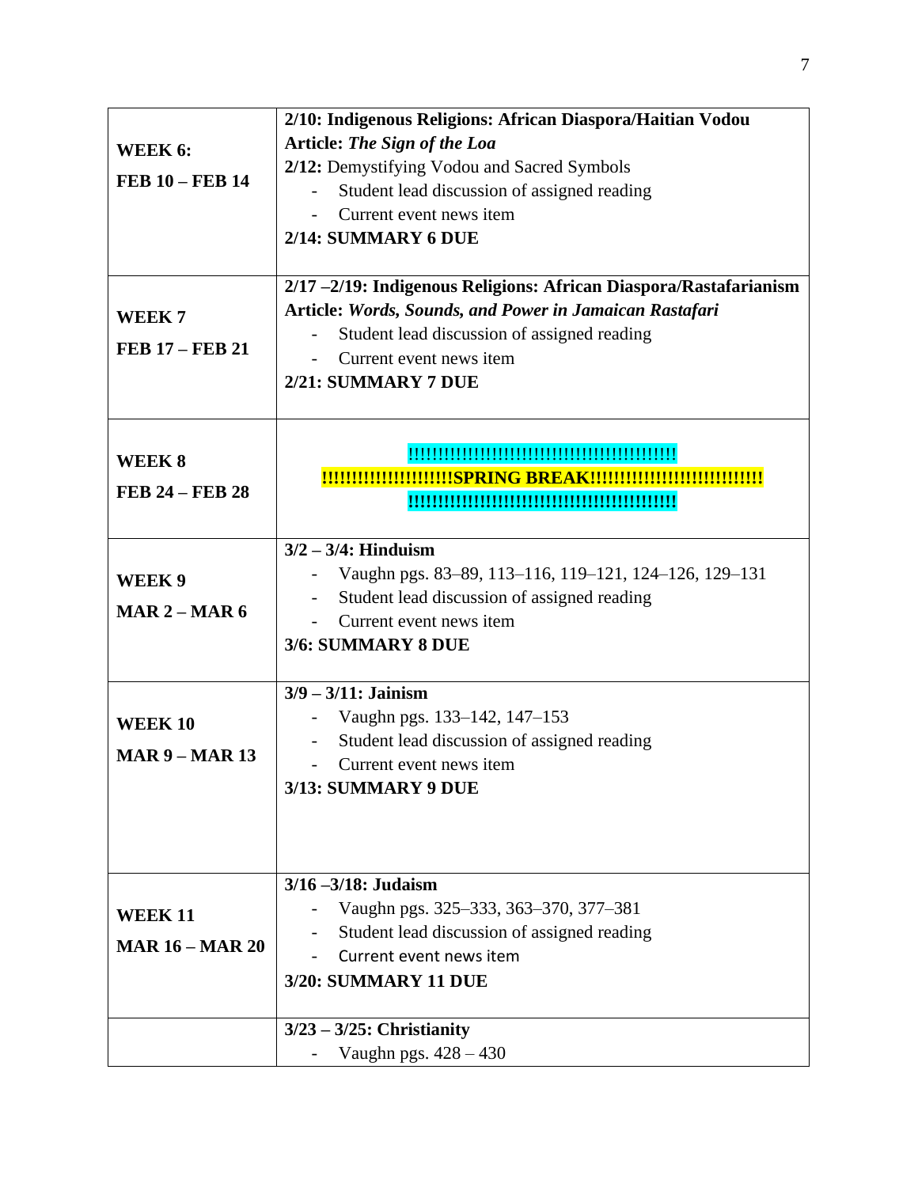| | |
|---|---|
| **WEEK 6:**<br><br>**FEB 10 – FEB 14** | **2/10: Indigenous Religions: African Diaspora/Haitian Vodou**<br>**Article:** ***The Sign of the Loa***<br>**2/12:** Demystifying Vodou and Sacred Symbols<br>- Student lead discussion of assigned reading<br>- Current event news item<br>**2/14: SUMMARY 6 DUE** |
| **WEEK 7**<br><br>**FEB 17 – FEB 21** | **2/17 –2/19: Indigenous Religions: African Diaspora/Rastafarianism**<br>**Article:** ***Words, Sounds, and Power in Jamaican Rastafari***<br>- Student lead discussion of assigned reading<br>- Current event news item<br>**2/21: SUMMARY 7 DUE** |
| **WEEK 8**<br><br>**FEB 24 – FEB 28** | **!!!!!!!!!!!!!!!!!!!!!!!!!!!!!!!!!!!!!!!!!!!!!!!!**<br>**!!!!!!!!!!!!!!!!!!!!!!SPRING BREAK!!!!!!!!!!!!!!!!!!!!!!!!!!!!!!**<br>**!!!!!!!!!!!!!!!!!!!!!!!!!!!!!!!!!!!!!!!!!!!!!!!!** |
| **WEEK 9**<br><br>**MAR 2 – MAR 6** | **3/2 – 3/4: Hinduism**<br>- Vaughn pgs. 83–89, 113–116, 119–121, 124–126, 129–131<br>- Student lead discussion of assigned reading<br>- Current event news item<br>**3/6: SUMMARY 8 DUE** |
| **WEEK 10**<br><br>**MAR 9 – MAR 13** | **3/9 – 3/11: Jainism**<br>- Vaughn pgs. 133–142, 147–153<br>- Student lead discussion of assigned reading<br>- Current event news item<br>**3/13: SUMMARY 9 DUE** |
| **WEEK 11**<br><br>**MAR 16 – MAR 20** | **3/16 –3/18: Judaism**<br>- Vaughn pgs. 325–333, 363–370, 377–381<br>- Student lead discussion of assigned reading<br>- Current event news item<br>**3/20: SUMMARY 11 DUE** |
| | **3/23 – 3/25: Christianity**<br>- Vaughn pgs. 428 – 430 |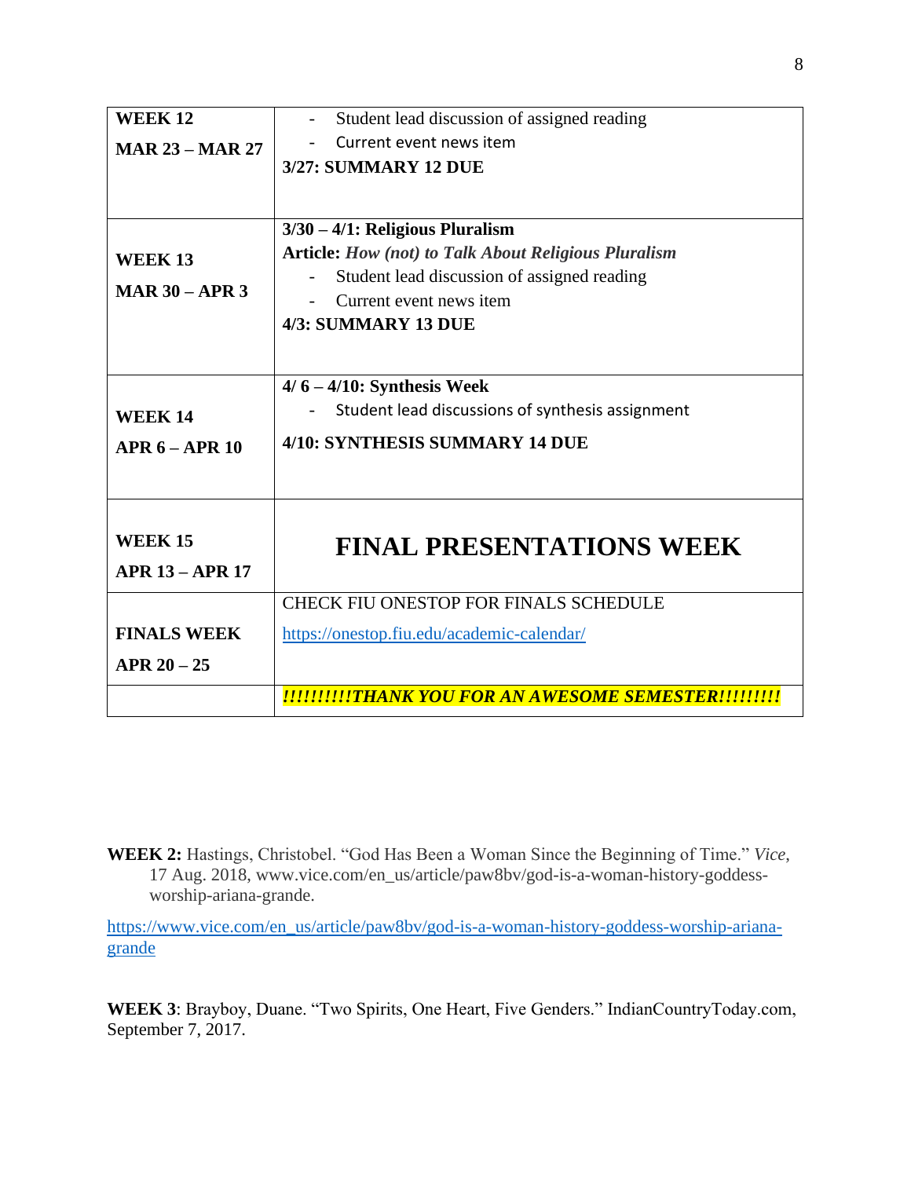| | |
|---|---|
| **WEEK 12**<br>**MAR 23 – MAR 27** | - Student lead discussion of assigned reading<br>- Current event news item<br>**3/27: SUMMARY 12 DUE** |
| **WEEK 13**<br>**MAR 30 – APR 3** | **3/30 – 4/1: Religious Pluralism**<br>**Article:** ***How (not) to Talk About Religious Pluralism***<br>- Student lead discussion of assigned reading<br>- Current event news item<br>**4/3: SUMMARY 13 DUE** |
| **WEEK 14**<br>**APR 6 – APR 10** | **4/ 6 – 4/10: Synthesis Week**<br>- Student lead discussions of synthesis assignment<br>**4/10: SYNTHESIS SUMMARY 14 DUE** |
| **WEEK 15**<br>**APR 13 – APR 17** | **FINAL PRESENTATIONS WEEK** |
| **FINALS WEEK**<br>**APR 20 – 25** | CHECK FIU ONESTOP FOR FINALS SCHEDULE<br>https://onestop.fiu.edu/academic-calendar/ |
| | ***!!!!!!!!!!THANK YOU FOR AN AWESOME SEMESTER!!!!!!!!!*** |

**WEEK 2:** Hastings, Christobel. "God Has Been a Woman Since the Beginning of Time." *Vice*, 17 Aug. 2018, www.vice.com/en_us/article/paw8bv/god-is-a-woman-history-goddess-worship-ariana-grande.

https://www.vice.com/en_us/article/paw8bv/god-is-a-woman-history-goddess-worship-ariana-grande

**WEEK 3**: Brayboy, Duane. "Two Spirits, One Heart, Five Genders." IndianCountryToday.com, September 7, 2017.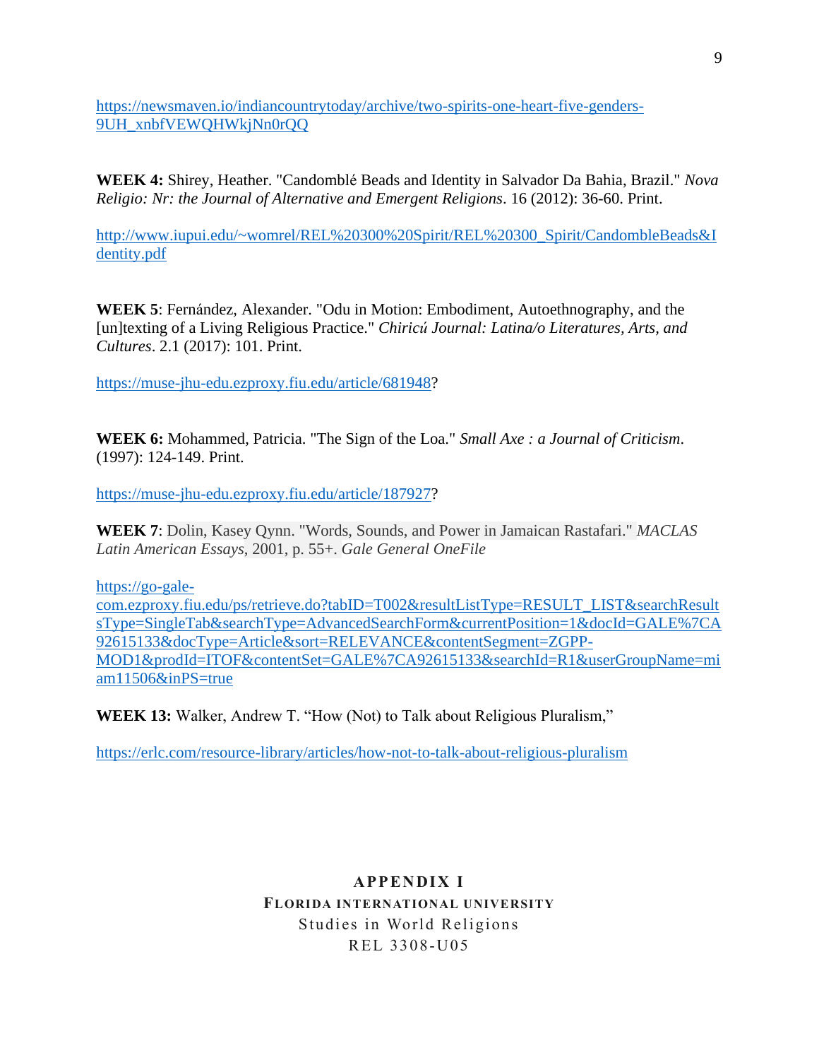https://newsmaven.io/indiancountrytoday/archive/two-spirits-one-heart-five-genders-9UH_xnbfVEWQHWkjNn0rQQ

**WEEK 4:** Shirey, Heather. "Candomblé Beads and Identity in Salvador Da Bahia, Brazil." *Nova Religio: Nr: the Journal of Alternative and Emergent Religions*. 16 (2012): 36-60. Print.

http://www.iupui.edu/~womrel/REL%20300%20Spirit/REL%20300_Spirit/CandombleBeads&Identity.pdf

**WEEK 5**: Fernández, Alexander. "Odu in Motion: Embodiment, Autoethnography, and the [un]texting of a Living Religious Practice." *Chiricú Journal: Latina/o Literatures, Arts, and Cultures*. 2.1 (2017): 101. Print.

https://muse-jhu-edu.ezproxy.fiu.edu/article/681948?

**WEEK 6:** Mohammed, Patricia. "The Sign of the Loa." *Small Axe : a Journal of Criticism*. (1997): 124-149. Print.

https://muse-jhu-edu.ezproxy.fiu.edu/article/187927?

**WEEK 7**: Dolin, Kasey Qynn. "Words, Sounds, and Power in Jamaican Rastafari." *MACLAS Latin American Essays*, 2001, p. 55+. *Gale General OneFile*

https://go-gale-com.ezproxy.fiu.edu/ps/retrieve.do?tabID=T002&resultListType=RESULT_LIST&searchResultsType=SingleTab&searchType=AdvancedSearchForm&currentPosition=1&docId=GALE%7CA92615133&docType=Article&sort=RELEVANCE&contentSegment=ZGPP-MOD1&prodId=ITOF&contentSet=GALE%7CA92615133&searchId=R1&userGroupName=miam11506&inPS=true

**WEEK 13:** Walker, Andrew T. "How (Not) to Talk about Religious Pluralism,"

https://erlc.com/resource-library/articles/how-not-to-talk-about-religious-pluralism

## APPENDIX I

**FLORIDA INTERNATIONAL UNIVERSITY**

Studies in World Religions

REL 3308-U05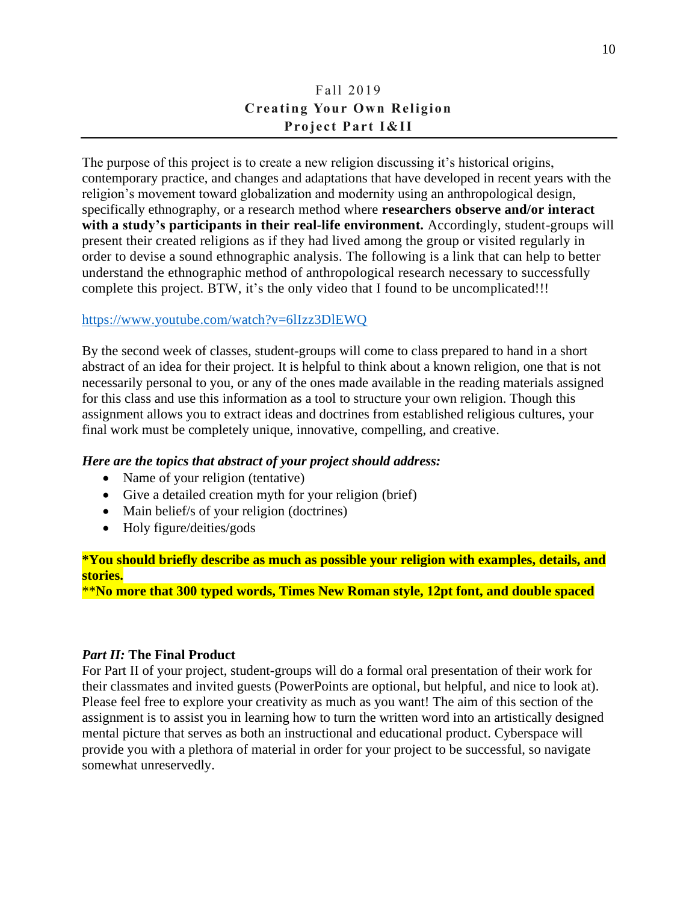Fall 2019

**Creating Your Own Religion**

**Project Part I&II**

---

The purpose of this project is to create a new religion discussing it's historical origins, contemporary practice, and changes and adaptations that have developed in recent years with the religion's movement toward globalization and modernity using an anthropological design, specifically ethnography, or a research method where **researchers observe and/or interact with a study's participants in their real-life environment.** Accordingly, student-groups will present their created religions as if they had lived among the group or visited regularly in order to devise a sound ethnographic analysis. The following is a link that can help to better understand the ethnographic method of anthropological research necessary to successfully complete this project. BTW, it's the only video that I found to be uncomplicated!!!

https://www.youtube.com/watch?v=6lIzz3DlEWQ

By the second week of classes, student-groups will come to class prepared to hand in a short abstract of an idea for their project. It is helpful to think about a known religion, one that is not necessarily personal to you, or any of the ones made available in the reading materials assigned for this class and use this information as a tool to structure your own religion. Though this assignment allows you to extract ideas and doctrines from established religious cultures, your final work must be completely unique, innovative, compelling, and creative.

***Here are the topics that abstract of your project should address:***

- Name of your religion (tentative)
- Give a detailed creation myth for your religion (brief)
- Main belief/s of your religion (doctrines)
- Holy figure/deities/gods

**\*You should briefly describe as much as possible your religion with examples, details, and stories.**

\*\***No more that 300 typed words, Times New Roman style, 12pt font, and double spaced**

***Part II:* The Final Product**

For Part II of your project, student-groups will do a formal oral presentation of their work for their classmates and invited guests (PowerPoints are optional, but helpful, and nice to look at). Please feel free to explore your creativity as much as you want! The aim of this section of the assignment is to assist you in learning how to turn the written word into an artistically designed mental picture that serves as both an instructional and educational product. Cyberspace will provide you with a plethora of material in order for your project to be successful, so navigate somewhat unreservedly.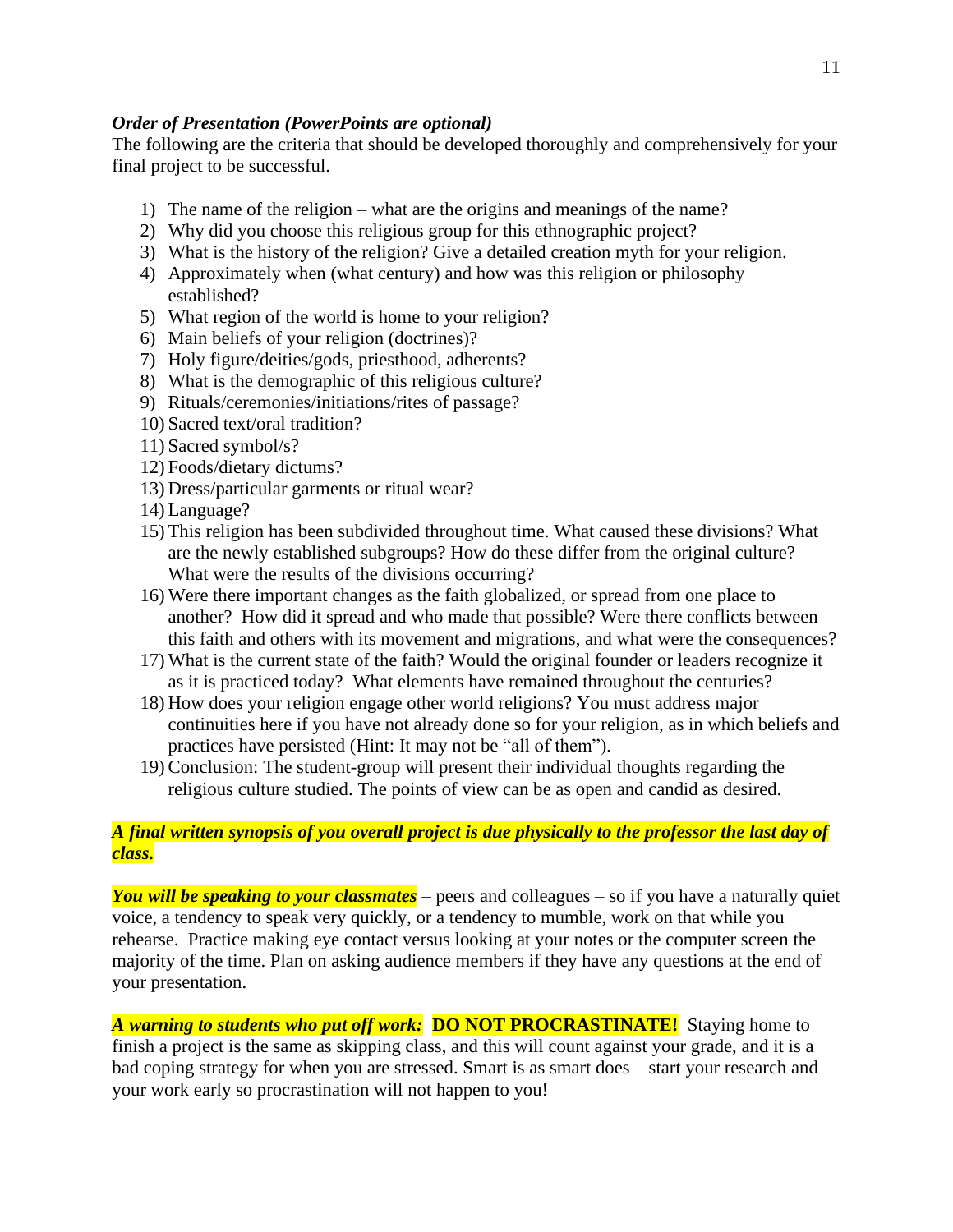***Order of Presentation (PowerPoints are optional)***

The following are the criteria that should be developed thoroughly and comprehensively for your final project to be successful.

1) The name of the religion – what are the origins and meanings of the name?
2) Why did you choose this religious group for this ethnographic project?
3) What is the history of the religion? Give a detailed creation myth for your religion.
4) Approximately when (what century) and how was this religion or philosophy established?
5) What region of the world is home to your religion?
6) Main beliefs of your religion (doctrines)?
7) Holy figure/deities/gods, priesthood, adherents?
8) What is the demographic of this religious culture?
9) Rituals/ceremonies/initiations/rites of passage?
10) Sacred text/oral tradition?
11) Sacred symbol/s?
12) Foods/dietary dictums?
13) Dress/particular garments or ritual wear?
14) Language?
15) This religion has been subdivided throughout time. What caused these divisions? What are the newly established subgroups? How do these differ from the original culture? What were the results of the divisions occurring?
16) Were there important changes as the faith globalized, or spread from one place to another? How did it spread and who made that possible? Were there conflicts between this faith and others with its movement and migrations, and what were the consequences?
17) What is the current state of the faith? Would the original founder or leaders recognize it as it is practiced today? What elements have remained throughout the centuries?
18) How does your religion engage other world religions? You must address major continuities here if you have not already done so for your religion, as in which beliefs and practices have persisted (Hint: It may not be "all of them").
19) Conclusion: The student-group will present their individual thoughts regarding the religious culture studied. The points of view can be as open and candid as desired.

***A final written synopsis of you overall project is due physically to the professor the last day of class.***

***You will be speaking to your classmates*** – peers and colleagues – so if you have a naturally quiet voice, a tendency to speak very quickly, or a tendency to mumble, work on that while you rehearse. Practice making eye contact versus looking at your notes or the computer screen the majority of the time. Plan on asking audience members if they have any questions at the end of your presentation.

***A warning to students who put off work:*** **DO NOT PROCRASTINATE!** Staying home to finish a project is the same as skipping class, and this will count against your grade, and it is a bad coping strategy for when you are stressed. Smart is as smart does – start your research and your work early so procrastination will not happen to you!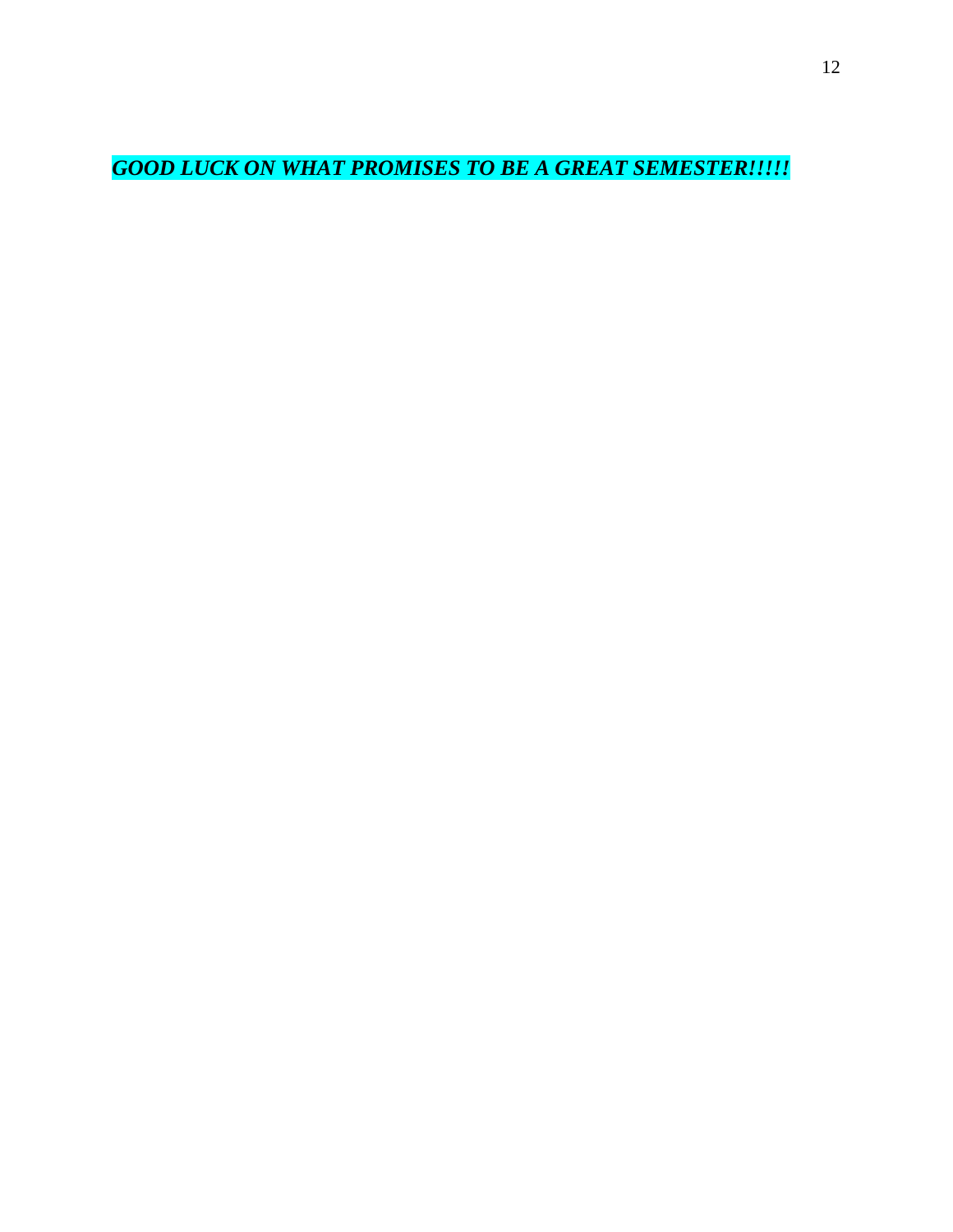***GOOD LUCK ON WHAT PROMISES TO BE A GREAT SEMESTER!!!!!***